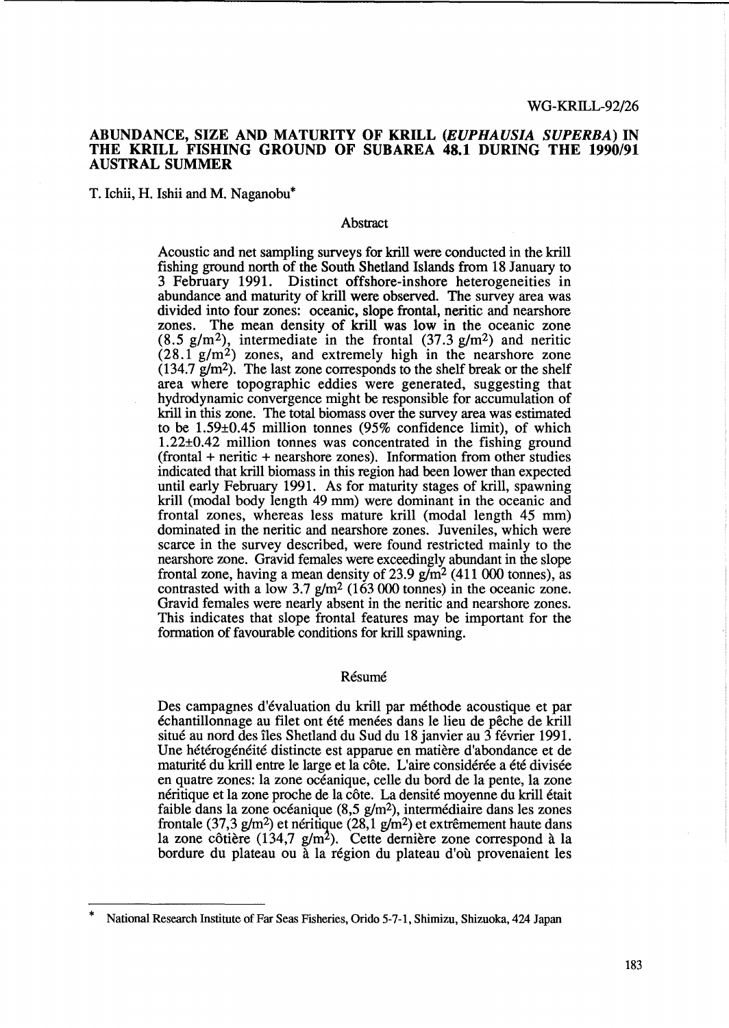WG-KRILL-92/26

# ABUNDANCE, SIZE AND MATURITY OF KRILL (*EUPHAUSIA SUPERBA*) IN THE KRILL FISHING GROUND OF SUBAREA 48.1 DURING THE 1990/91 AUSTRAL SUMMER

T. Ichii, H. Ishii and M. Naganobu*

## Abstract

Acoustic and net sampling surveys for krill were conducted in the krill fishing ground north of the South Shetland Islands from 18 January to 3 February 1991. Distinct offshore-inshore heterogeneities in abundance and maturity of krill were observed. The survey area was divided into four zones: oceanic, slope frontal, neritic and nearshore zones. The mean density of krill was low in the oceanic zone (8.5 $g/m^2$), intermediate in the frontal (37.3 $g/m^2$) and neritic (28.1 $g/m^2$) zones, and extremely high in the nearshore zone (134.7 $g/m^2$). The last zone corresponds to the shelf break or the shelf area where topographic eddies were generated, suggesting that hydrodynamic convergence might be responsible for accumulation of krill in this zone. The total biomass over the survey area was estimated to be 1.59±0.45 million tonnes (95% confidence limit), of which 1.22±0.42 million tonnes was concentrated in the fishing ground (frontal + neritic + nearshore zones). Information from other studies indicated that krill biomass in this region had been lower than expected until early February 1991. As for maturity stages of krill, spawning krill (modal body length 49 mm) were dominant in the oceanic and frontal zones, whereas less mature krill (modal length 45 mm) dominated in the neritic and nearshore zones. Juveniles, which were scarce in the survey described, were found restricted mainly to the nearshore zone. Gravid females were exceedingly abundant in the slope frontal zone, having a mean density of 23.9 $g/m^2$ (411 000 tonnes), as contrasted with a low 3.7 $g/m^2$ (163 000 tonnes) in the oceanic zone. Gravid females were nearly absent in the neritic and nearshore zones. This indicates that slope frontal features may be important for the formation of favourable conditions for krill spawning.

## Résumé

Des campagnes d'évaluation du krill par méthode acoustique et par échantillonnage au filet ont été menées dans le lieu de pêche de krill situé au nord des îles Shetland du Sud du 18 janvier au 3 février 1991. Une hétérogénéité distincte est apparue en matière d'abondance et de maturité du krill entre le large et la côte. L'aire considérée a été divisée en quatre zones: la zone océanique, celle du bord de la pente, la zone néritique et la zone proche de la côte. La densité moyenne du krill était faible dans la zone océanique (8,5 $g/m^2$), intermédiaire dans les zones frontale (37,3 $g/m^2$) et néritique (28,1 $g/m^2$) et extrêmement haute dans la zone côtière (134,7 $g/m^2$). Cette dernière zone correspond à la bordure du plateau ou à la région du plateau d'où provenaient les

---

* National Research Institute of Far Seas Fisheries, Orido 5-7-1, Shimizu, Shizuoka, 424 Japan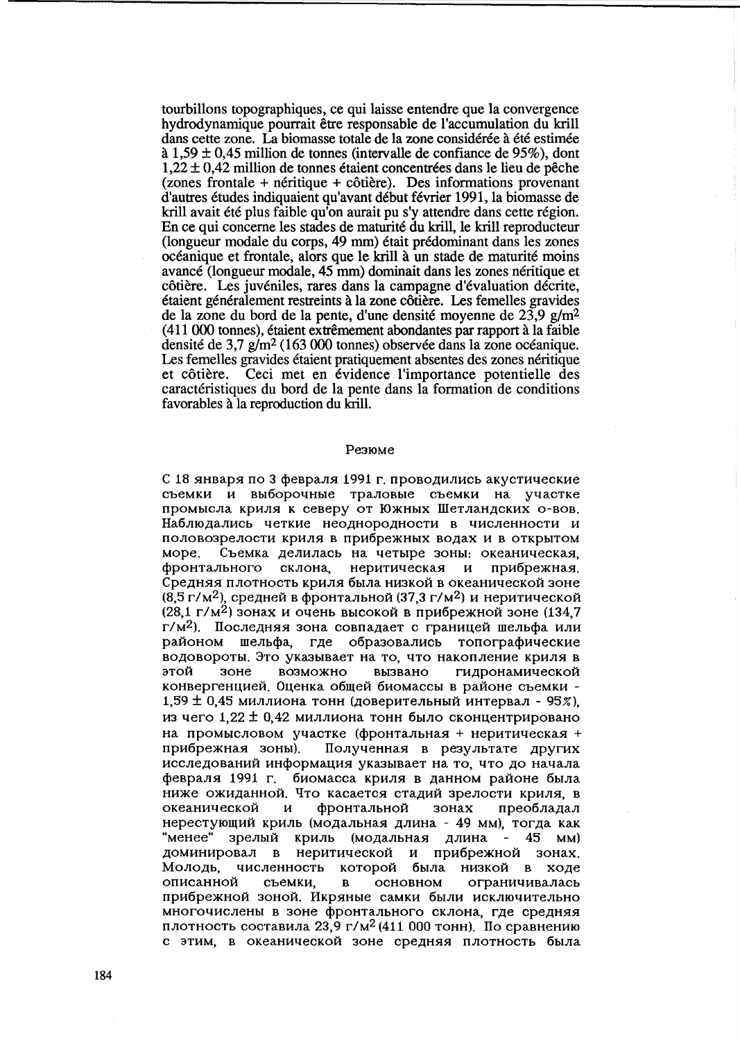tourbillons topographiques, ce qui laisse entendre que la convergence hydrodynamique pourrait être responsable de l'accumulation du krill dans cette zone. La biomasse totale de la zone considérée à été estimée à 1,59 ± 0,45 million de tonnes (intervalle de confiance de 95%), dont 1,22 ± 0,42 million de tonnes étaient concentrées dans le lieu de pêche (zones frontale + néritique + côtière). Des informations provenant d'autres études indiquaient qu'avant début février 1991, la biomasse de krill avait été plus faible qu'on aurait pu s'y attendre dans cette région. En ce qui concerne les stades de maturité du krill, le krill reproducteur (longueur modale du corps, 49 mm) était prédominant dans les zones océanique et frontale, alors que le krill à un stade de maturité moins avancé (longueur modale, 45 mm) dominait dans les zones néritique et côtière. Les juvéniles, rares dans la campagne d'évaluation décrite, étaient généralement restreints à la zone côtière. Les femelles gravides de la zone du bord de la pente, d'une densité moyenne de 23,9 g/m$^2$ (411 000 tonnes), étaient extrêmement abondantes par rapport à la faible densité de 3,7 g/m$^2$ (163 000 tonnes) observée dans la zone océanique. Les femelles gravides étaient pratiquement absentes des zones néritique et côtière. Ceci met en évidence l'importance potentielle des caractéristiques du bord de la pente dans la formation de conditions favorables à la reproduction du krill.

## Резюме

С 18 января по 3 февраля 1991 г. проводились акустические съемки и выборочные траловые съемки на участке промысла криля к северу от Южных Шетландских о-вов. Наблюдались четкие неоднородности в численности и половозрелости криля в прибрежных водах и в открытом море. Съемка делилась на четыре зоны: океаническая, фронтального склона, неритическая и прибрежная. Средняя плотность криля была низкой в океанической зоне (8,5 г/м$^2$), средней в фронтальной (37,3 г/м$^2$) и неритической (28,1 г/м$^2$) зонах и очень высокой в прибрежной зоне (134,7 г/м$^2$). Последняя зона совпадает с границей шельфа или районом шельфа, где образовались топографические водовороты. Это указывает на то, что накопление криля в этой зоне возможно вызвано гидронамической конвергенцией. Оценка общей биомассы в районе съемки - 1,59 ± 0,45 миллиона тонн (доверительный интервал - 95%), из чего 1,22 ± 0,42 миллиона тонн было сконцентрировано на промысловом участке (фронтальная + неритическая + прибрежная зоны). Полученная в результате других исследований информация указывает на то, что до начала февраля 1991 г. биомасса криля в данном районе была ниже ожиданной. Что касается стадий зрелости криля, в океанической и фронтальной зонах преобладал нерестующий криль (модальная длина - 49 мм), тогда как "менее" зрелый криль (модальная длина - 45 мм) доминировал в неритической и прибрежной зонах. Молодь, численность которой была низкой в ходе описанной съемки, в основном ограничивалась прибрежной зоной. Икряные самки были исключительно многочислены в зоне фронтального склона, где средняя плотность составила 23,9 г/м$^2$ (411 000 тонн). По сравнению с этим, в океанической зоне средняя плотность была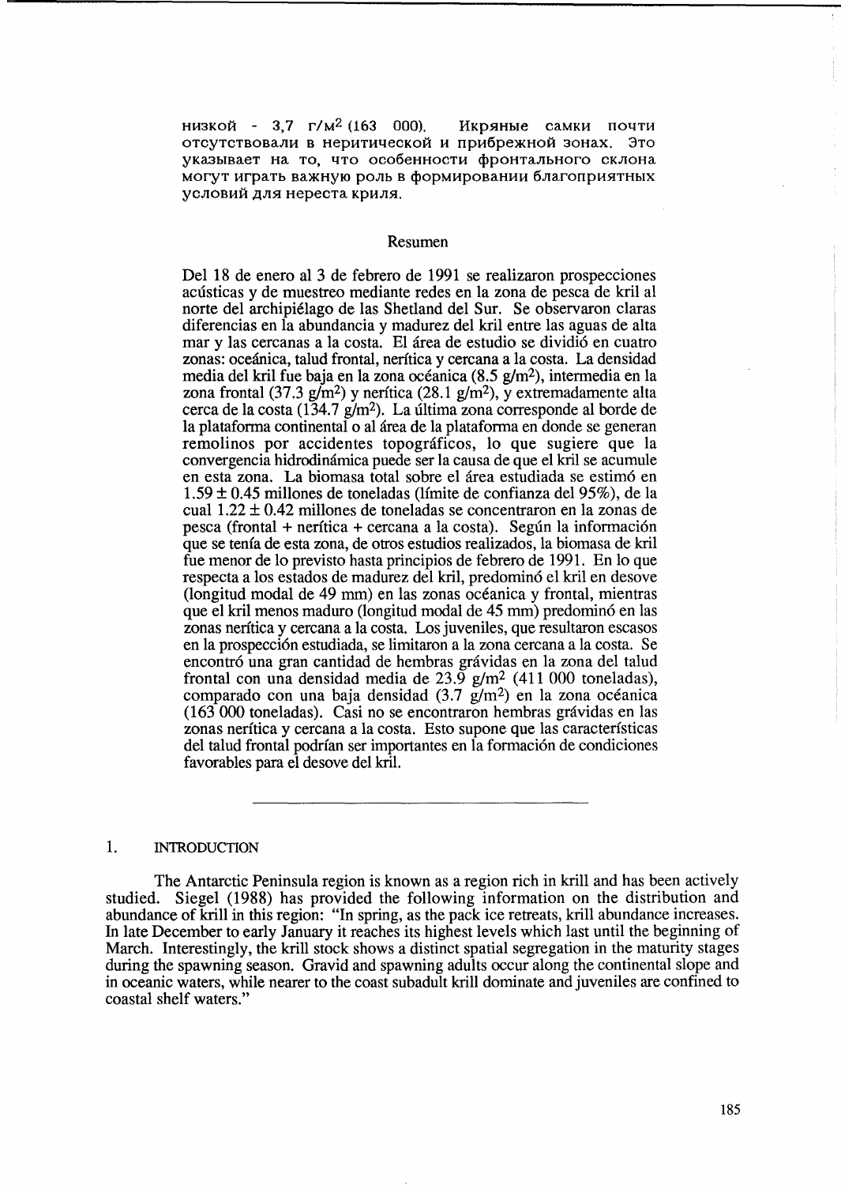низкой - 3,7 г/м² (163 000). Икряные самки почти отсутствовали в неритической и прибрежной зонах. Это указывает на то, что особенности фронтального склона могут играть важную роль в формировании благоприятных условий для нереста криля.

## Resumen

Del 18 de enero al 3 de febrero de 1991 se realizaron prospecciones acústicas y de muestreo mediante redes en la zona de pesca de kril al norte del archipiélago de las Shetland del Sur. Se observaron claras diferencias en la abundancia y madurez del kril entre las aguas de alta mar y las cercanas a la costa. El área de estudio se dividió en cuatro zonas: oceánica, talud frontal, nerítica y cercana a la costa. La densidad media del kril fue baja en la zona oceánica (8.5 g/m²), intermedia en la zona frontal (37.3 g/m²) y nerítica (28.1 g/m²), y extremadamente alta cerca de la costa (134.7 g/m²). La última zona corresponde al borde de la plataforma continental o al área de la plataforma en donde se generan remolinos por accidentes topográficos, lo que sugiere que la convergencia hidrodinámica puede ser la causa de que el kril se acumule en esta zona. La biomasa total sobre el área estudiada se estimó en 1.59 ± 0.45 millones de toneladas (límite de confianza del 95%), de la cual 1.22 ± 0.42 millones de toneladas se concentraron en la zonas de pesca (frontal + nerítica + cercana a la costa). Según la información que se tenía de esta zona, de otros estudios realizados, la biomasa de kril fue menor de lo previsto hasta principios de febrero de 1991. En lo que respecta a los estados de madurez del kril, predominó el kril en desove (longitud modal de 49 mm) en las zonas oceánica y frontal, mientras que el kril menos maduro (longitud modal de 45 mm) predominó en las zonas nerítica y cercana a la costa. Los juveniles, que resultaron escasos en la prospección estudiada, se limitaron a la zona cercana a la costa. Se encontró una gran cantidad de hembras grávidas en la zona del talud frontal con una densidad media de 23.9 g/m² (411 000 toneladas), comparado con una baja densidad (3.7 g/m²) en la zona oceánica (163 000 toneladas). Casi no se encontraron hembras grávidas en las zonas nerítica y cercana a la costa. Esto supone que las características del talud frontal podrían ser importantes en la formación de condiciones favorables para el desove del kril.

---

## 1. INTRODUCTION

The Antarctic Peninsula region is known as a region rich in krill and has been actively studied. Siegel (1988) has provided the following information on the distribution and abundance of krill in this region: "In spring, as the pack ice retreats, krill abundance increases. In late December to early January it reaches its highest levels which last until the beginning of March. Interestingly, the krill stock shows a distinct spatial segregation in the maturity stages during the spawning season. Gravid and spawning adults occur along the continental slope and in oceanic waters, while nearer to the coast subadult krill dominate and juveniles are confined to coastal shelf waters."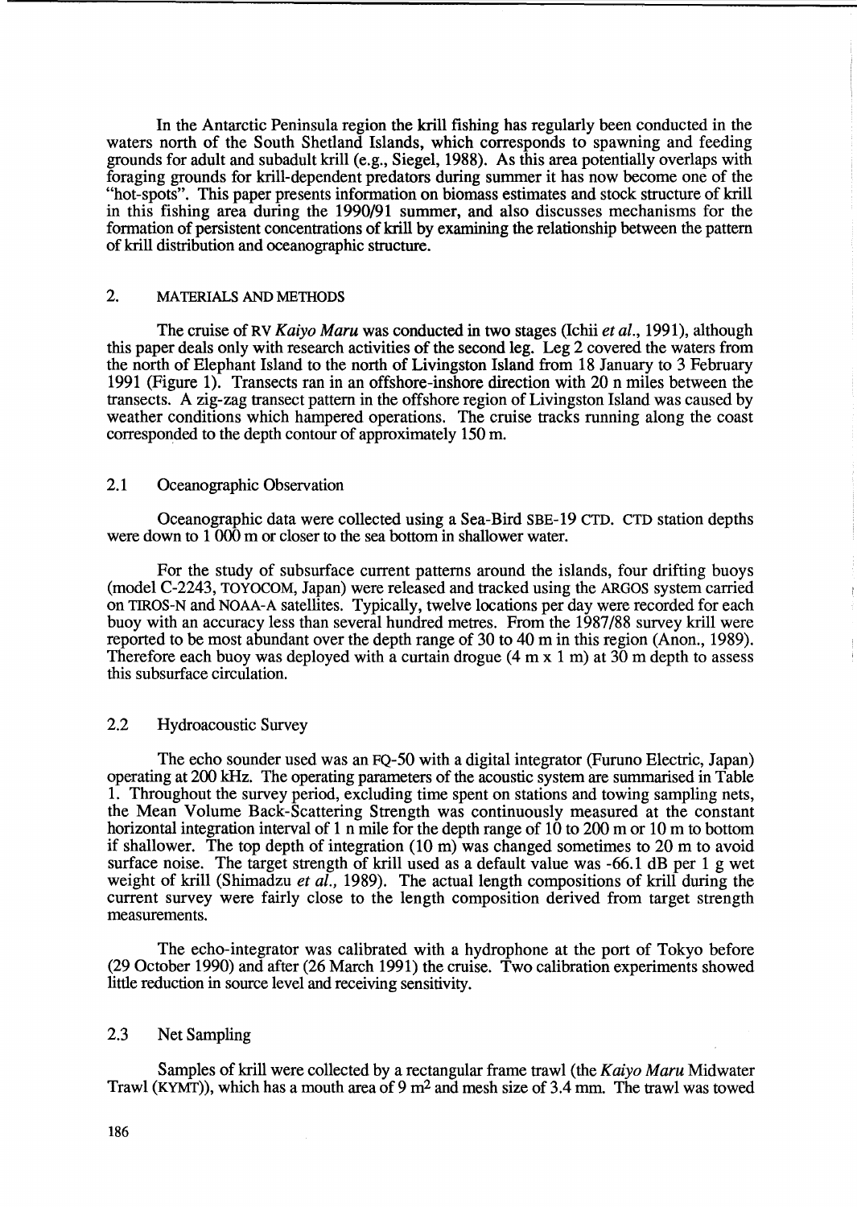In the Antarctic Peninsula region the krill fishing has regularly been conducted in the waters north of the South Shetland Islands, which corresponds to spawning and feeding grounds for adult and subadult krill (e.g., Siegel, 1988). As this area potentially overlaps with foraging grounds for krill-dependent predators during summer it has now become one of the "hot-spots". This paper presents information on biomass estimates and stock structure of krill in this fishing area during the 1990/91 summer, and also discusses mechanisms for the formation of persistent concentrations of krill by examining the relationship between the pattern of krill distribution and oceanographic structure.

## 2. MATERIALS AND METHODS

The cruise of RV *Kaiyo Maru* was conducted in two stages (Ichii *et al.*, 1991), although this paper deals only with research activities of the second leg. Leg 2 covered the waters from the north of Elephant Island to the north of Livingston Island from 18 January to 3 February 1991 (Figure 1). Transects ran in an offshore-inshore direction with 20 n miles between the transects. A zig-zag transect pattern in the offshore region of Livingston Island was caused by weather conditions which hampered operations. The cruise tracks running along the coast corresponded to the depth contour of approximately 150 m.

### 2.1 Oceanographic Observation

Oceanographic data were collected using a Sea-Bird SBE-19 CTD. CTD station depths were down to 1 000 m or closer to the sea bottom in shallower water.

For the study of subsurface current patterns around the islands, four drifting buoys (model C-2243, TOYOCOM, Japan) were released and tracked using the ARGOS system carried on TIROS-N and NOAA-A satellites. Typically, twelve locations per day were recorded for each buoy with an accuracy less than several hundred metres. From the 1987/88 survey krill were reported to be most abundant over the depth range of 30 to 40 m in this region (Anon., 1989). Therefore each buoy was deployed with a curtain drogue (4 m x 1 m) at 30 m depth to assess this subsurface circulation.

### 2.2 Hydroacoustic Survey

The echo sounder used was an FQ-50 with a digital integrator (Furuno Electric, Japan) operating at 200 kHz. The operating parameters of the acoustic system are summarised in Table 1. Throughout the survey period, excluding time spent on stations and towing sampling nets, the Mean Volume Back-Scattering Strength was continuously measured at the constant horizontal integration interval of 1 n mile for the depth range of 10 to 200 m or 10 m to bottom if shallower. The top depth of integration (10 m) was changed sometimes to 20 m to avoid surface noise. The target strength of krill used as a default value was -66.1 dB per 1 g wet weight of krill (Shimadzu *et al.*, 1989). The actual length compositions of krill during the current survey were fairly close to the length composition derived from target strength measurements.

The echo-integrator was calibrated with a hydrophone at the port of Tokyo before (29 October 1990) and after (26 March 1991) the cruise. Two calibration experiments showed little reduction in source level and receiving sensitivity.

### 2.3 Net Sampling

Samples of krill were collected by a rectangular frame trawl (the *Kaiyo Maru* Midwater Trawl (KYMT)), which has a mouth area of 9 m$^2$ and mesh size of 3.4 mm. The trawl was towed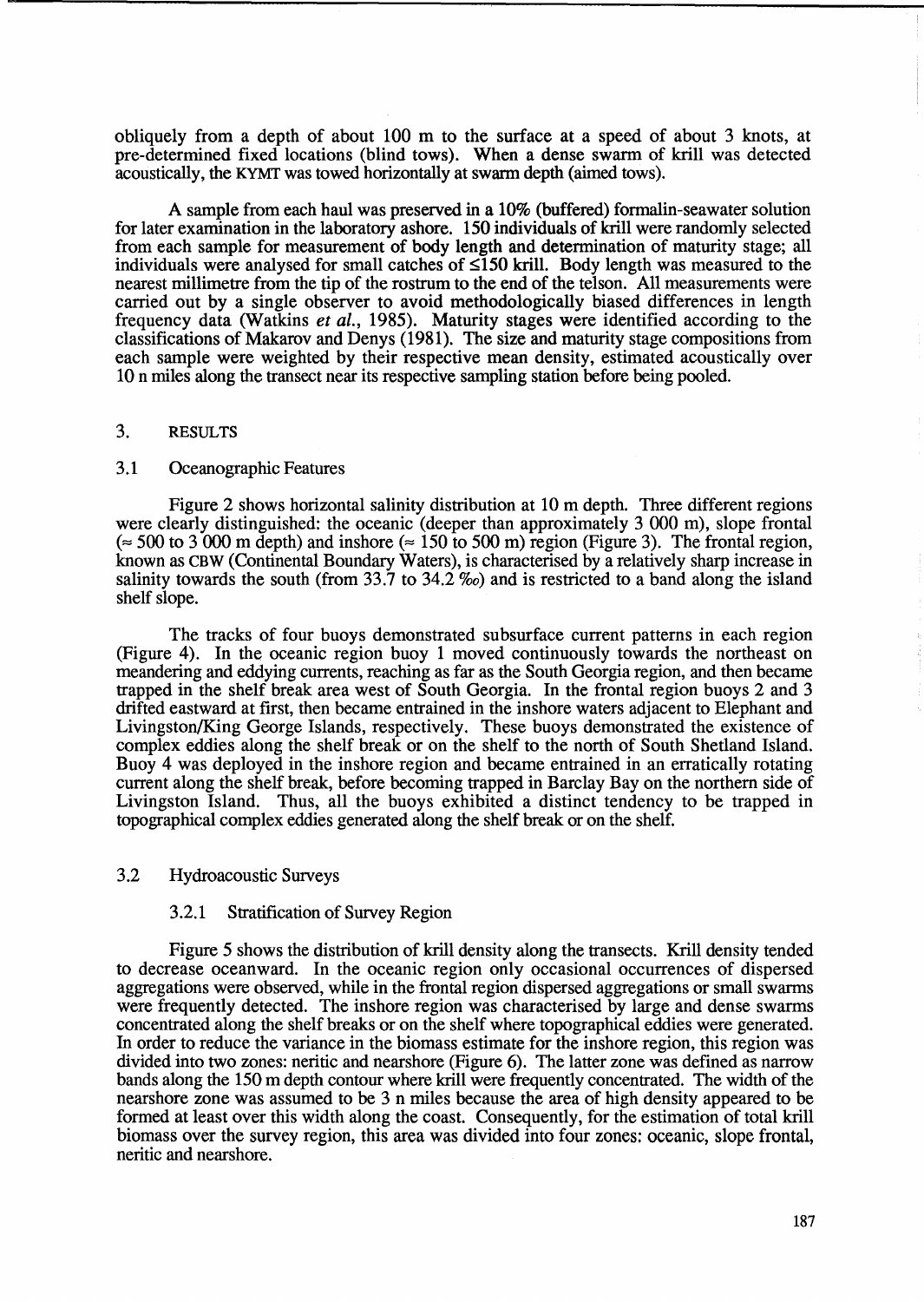obliquely from a depth of about 100 m to the surface at a speed of about 3 knots, at pre-determined fixed locations (blind tows). When a dense swarm of krill was detected acoustically, the KYMT was towed horizontally at swarm depth (aimed tows).

A sample from each haul was preserved in a 10% (buffered) formalin-seawater solution for later examination in the laboratory ashore. 150 individuals of krill were randomly selected from each sample for measurement of body length and determination of maturity stage; all individuals were analysed for small catches of ≤150 krill. Body length was measured to the nearest millimetre from the tip of the rostrum to the end of the telson. All measurements were carried out by a single observer to avoid methodologically biased differences in length frequency data (Watkins *et al.*, 1985). Maturity stages were identified according to the classifications of Makarov and Denys (1981). The size and maturity stage compositions from each sample were weighted by their respective mean density, estimated acoustically over 10 n miles along the transect near its respective sampling station before being pooled.

## 3. RESULTS

### 3.1 Oceanographic Features

Figure 2 shows horizontal salinity distribution at 10 m depth. Three different regions were clearly distinguished: the oceanic (deeper than approximately 3 000 m), slope frontal (≈ 500 to 3 000 m depth) and inshore (≈ 150 to 500 m) region (Figure 3). The frontal region, known as CBW (Continental Boundary Waters), is characterised by a relatively sharp increase in salinity towards the south (from 33.7 to 34.2 ‰) and is restricted to a band along the island shelf slope.

The tracks of four buoys demonstrated subsurface current patterns in each region (Figure 4). In the oceanic region buoy 1 moved continuously towards the northeast on meandering and eddying currents, reaching as far as the South Georgia region, and then became trapped in the shelf break area west of South Georgia. In the frontal region buoys 2 and 3 drifted eastward at first, then became entrained in the inshore waters adjacent to Elephant and Livingston/King George Islands, respectively. These buoys demonstrated the existence of complex eddies along the shelf break or on the shelf to the north of South Shetland Island. Buoy 4 was deployed in the inshore region and became entrained in an erratically rotating current along the shelf break, before becoming trapped in Barclay Bay on the northern side of Livingston Island. Thus, all the buoys exhibited a distinct tendency to be trapped in topographical complex eddies generated along the shelf break or on the shelf.

### 3.2 Hydroacoustic Surveys

#### 3.2.1 Stratification of Survey Region

Figure 5 shows the distribution of krill density along the transects. Krill density tended to decrease oceanward. In the oceanic region only occasional occurrences of dispersed aggregations were observed, while in the frontal region dispersed aggregations or small swarms were frequently detected. The inshore region was characterised by large and dense swarms concentrated along the shelf breaks or on the shelf where topographical eddies were generated. In order to reduce the variance in the biomass estimate for the inshore region, this region was divided into two zones: neritic and nearshore (Figure 6). The latter zone was defined as narrow bands along the 150 m depth contour where krill were frequently concentrated. The width of the nearshore zone was assumed to be 3 n miles because the area of high density appeared to be formed at least over this width along the coast. Consequently, for the estimation of total krill biomass over the survey region, this area was divided into four zones: oceanic, slope frontal, neritic and nearshore.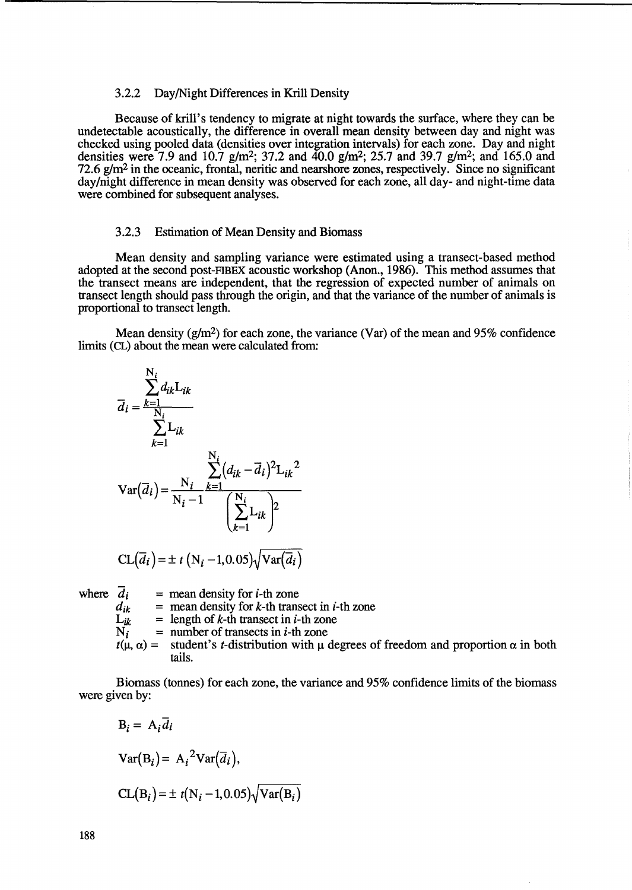### 3.2.2 Day/Night Differences in Krill Density

Because of krill's tendency to migrate at night towards the surface, where they can be undetectable acoustically, the difference in overall mean density between day and night was checked using pooled data (densities over integration intervals) for each zone. Day and night densities were 7.9 and 10.7 g/m$^2$; 37.2 and 40.0 g/m$^2$; 25.7 and 39.7 g/m$^2$; and 165.0 and 72.6 g/m$^2$ in the oceanic, frontal, neritic and nearshore zones, respectively. Since no significant day/night difference in mean density was observed for each zone, all day- and night-time data were combined for subsequent analyses.

### 3.2.3 Estimation of Mean Density and Biomass

Mean density and sampling variance were estimated using a transect-based method adopted at the second post-FIBEX acoustic workshop (Anon., 1986). This method assumes that the transect means are independent, that the regression of expected number of animals on transect length should pass through the origin, and that the variance of the number of animals is proportional to transect length.

Mean density (g/m$^2$) for each zone, the variance (Var) of the mean and 95% confidence limits (CL) about the mean were calculated from:

$$\bar{d}_i = \frac{\sum_{k=1}^{N_i} d_{ik} L_{ik}}{\sum_{k=1}^{N_i} L_{ik}}$$

$$\mathrm{Var}(\bar{d}_i) = \frac{N_i}{N_i - 1} \frac{\sum_{k=1}^{N_i} (d_{ik} - \bar{d}_i)^2 L_{ik}{}^2}{\left(\sum_{k=1}^{N_i} L_{ik}\right)^2}$$

$$\mathrm{CL}(\bar{d}_i) = \pm\, t\,(N_i - 1, 0.05)\sqrt{\mathrm{Var}(\bar{d}_i)}$$

where $\bar{d}_i$ = mean density for $i$-th zone
$d_{ik}$ = mean density for $k$-th transect in $i$-th zone
$L_{ik}$ = length of $k$-th transect in $i$-th zone
$N_i$ = number of transects in $i$-th zone
$t(\mu, \alpha)$ = student's $t$-distribution with $\mu$ degrees of freedom and proportion $\alpha$ in both tails.

Biomass (tonnes) for each zone, the variance and 95% confidence limits of the biomass were given by:

$$B_i = A_i \bar{d}_i$$

$$\mathrm{Var}(B_i) = A_i{}^2 \mathrm{Var}(\bar{d}_i),$$

$$\mathrm{CL}(B_i) = \pm\, t(N_i - 1, 0.05)\sqrt{\mathrm{Var}(B_i)}$$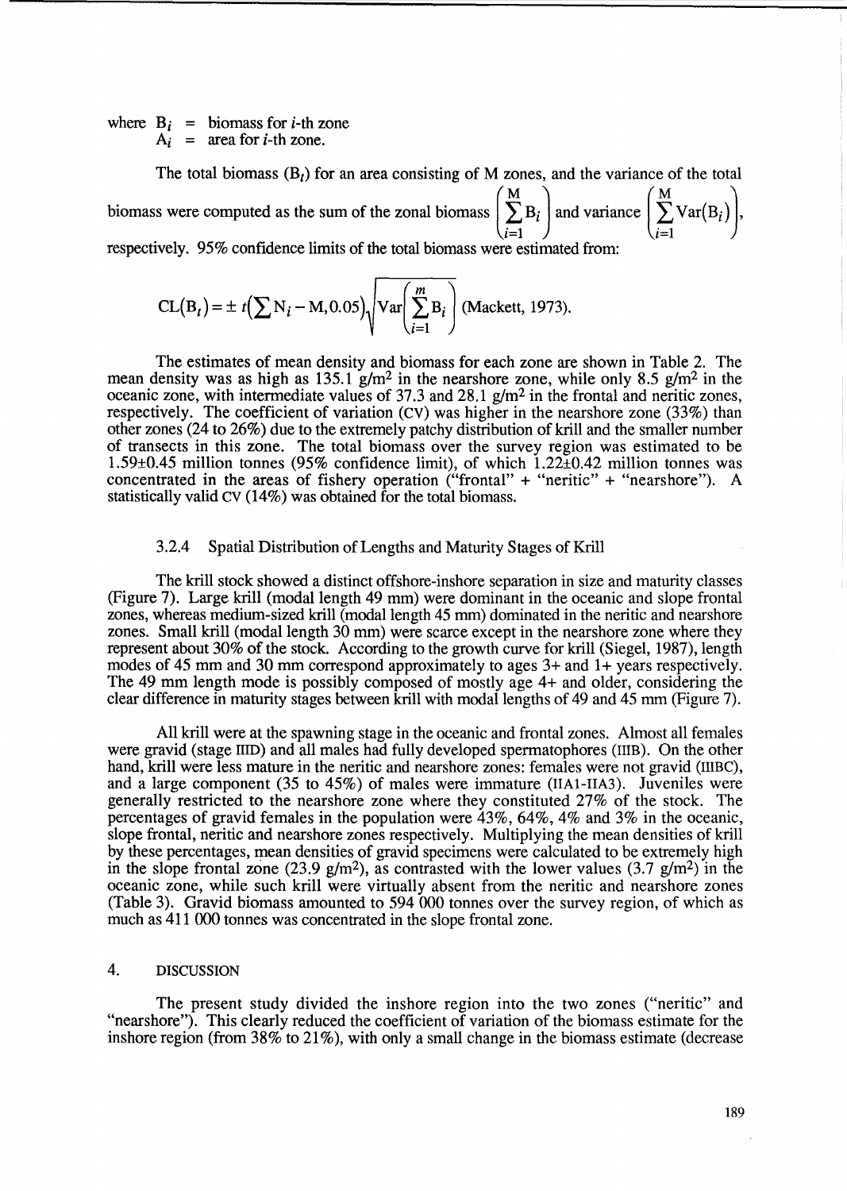where $B_i$ = biomass for $i$-th zone
$A_i$ = area for $i$-th zone.

The total biomass ($B_t$) for an area consisting of M zones, and the variance of the total biomass were computed as the sum of the zonal biomass $\left(\sum_{i=1}^{M} B_i\right)$ and variance $\left(\sum_{i=1}^{M} \mathrm{Var}(B_i)\right)$, respectively. 95% confidence limits of the total biomass were estimated from:

$$CL(B_t) = \pm\, t\left(\sum N_i - M, 0.05\right)\sqrt{\mathrm{Var}\left(\sum_{i=1}^{m} B_i\right)} \text{ (Mackett, 1973).}$$

The estimates of mean density and biomass for each zone are shown in Table 2. The mean density was as high as 135.1 g/m$^2$ in the nearshore zone, while only 8.5 g/m$^2$ in the oceanic zone, with intermediate values of 37.3 and 28.1 g/m$^2$ in the frontal and neritic zones, respectively. The coefficient of variation (CV) was higher in the nearshore zone (33%) than other zones (24 to 26%) due to the extremely patchy distribution of krill and the smaller number of transects in this zone. The total biomass over the survey region was estimated to be 1.59±0.45 million tonnes (95% confidence limit), of which 1.22±0.42 million tonnes was concentrated in the areas of fishery operation ("frontal" + "neritic" + "nearshore"). A statistically valid CV (14%) was obtained for the total biomass.

### 3.2.4 Spatial Distribution of Lengths and Maturity Stages of Krill

The krill stock showed a distinct offshore-inshore separation in size and maturity classes (Figure 7). Large krill (modal length 49 mm) were dominant in the oceanic and slope frontal zones, whereas medium-sized krill (modal length 45 mm) dominated in the neritic and nearshore zones. Small krill (modal length 30 mm) were scarce except in the nearshore zone where they represent about 30% of the stock. According to the growth curve for krill (Siegel, 1987), length modes of 45 mm and 30 mm correspond approximately to ages 3+ and 1+ years respectively. The 49 mm length mode is possibly composed of mostly age 4+ and older, considering the clear difference in maturity stages between krill with modal lengths of 49 and 45 mm (Figure 7).

All krill were at the spawning stage in the oceanic and frontal zones. Almost all females were gravid (stage IIID) and all males had fully developed spermatophores (IIIB). On the other hand, krill were less mature in the neritic and nearshore zones: females were not gravid (IIIBC), and a large component (35 to 45%) of males were immature (IIA1-IIA3). Juveniles were generally restricted to the nearshore zone where they constituted 27% of the stock. The percentages of gravid females in the population were 43%, 64%, 4% and 3% in the oceanic, slope frontal, neritic and nearshore zones respectively. Multiplying the mean densities of krill by these percentages, mean densities of gravid specimens were calculated to be extremely high in the slope frontal zone (23.9 g/m$^2$), as contrasted with the lower values (3.7 g/m$^2$) in the oceanic zone, while such krill were virtually absent from the neritic and nearshore zones (Table 3). Gravid biomass amounted to 594 000 tonnes over the survey region, of which as much as 411 000 tonnes was concentrated in the slope frontal zone.

## 4. DISCUSSION

The present study divided the inshore region into the two zones ("neritic" and "nearshore"). This clearly reduced the coefficient of variation of the biomass estimate for the inshore region (from 38% to 21%), with only a small change in the biomass estimate (decrease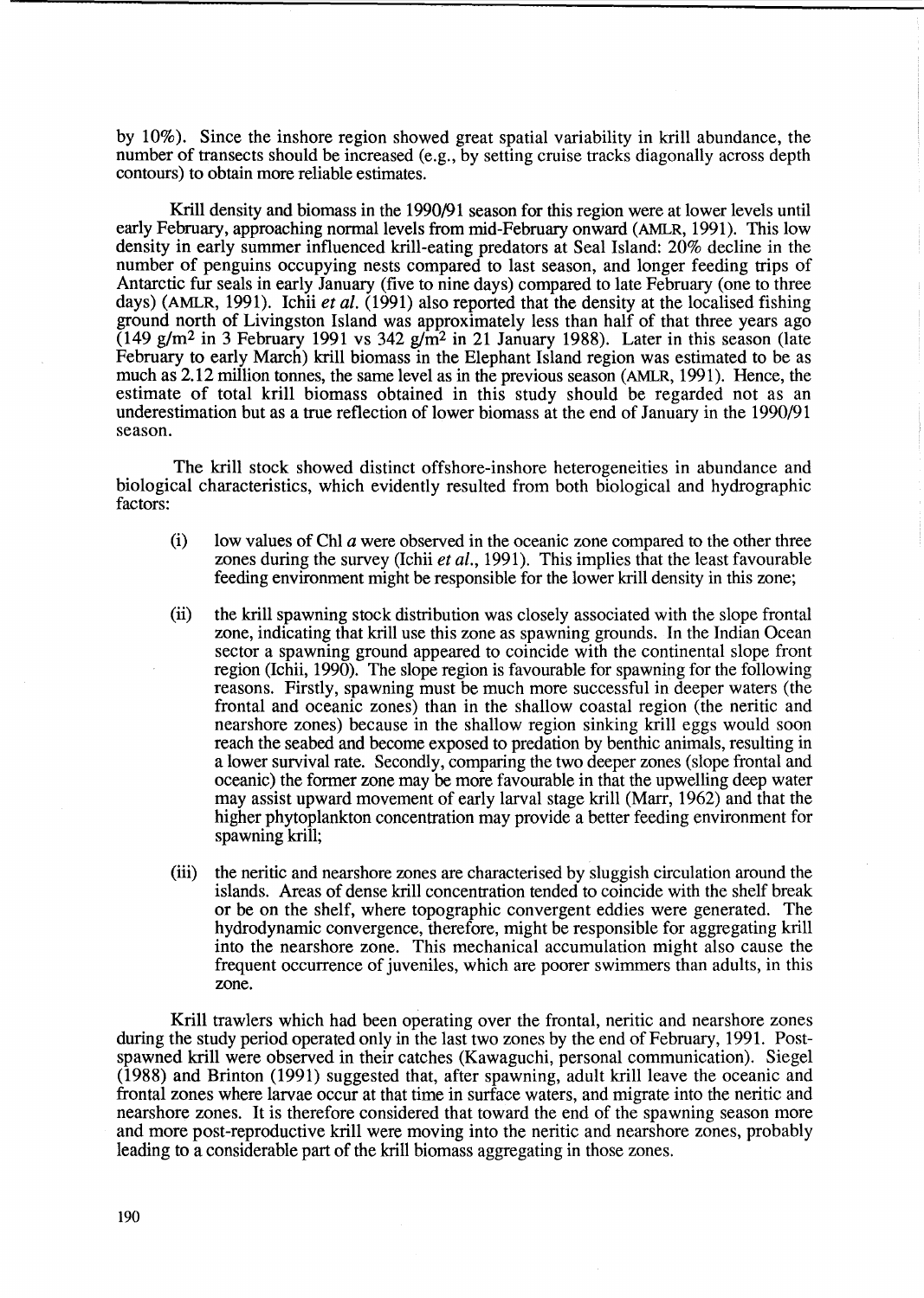by 10%). Since the inshore region showed great spatial variability in krill abundance, the number of transects should be increased (e.g., by setting cruise tracks diagonally across depth contours) to obtain more reliable estimates.

Krill density and biomass in the 1990/91 season for this region were at lower levels until early February, approaching normal levels from mid-February onward (AMLR, 1991). This low density in early summer influenced krill-eating predators at Seal Island: 20% decline in the number of penguins occupying nests compared to last season, and longer feeding trips of Antarctic fur seals in early January (five to nine days) compared to late February (one to three days) (AMLR, 1991). Ichii *et al.* (1991) also reported that the density at the localised fishing ground north of Livingston Island was approximately less than half of that three years ago (149 g/m$^2$ in 3 February 1991 vs 342 g/m$^2$ in 21 January 1988). Later in this season (late February to early March) krill biomass in the Elephant Island region was estimated to be as much as 2.12 million tonnes, the same level as in the previous season (AMLR, 1991). Hence, the estimate of total krill biomass obtained in this study should be regarded not as an underestimation but as a true reflection of lower biomass at the end of January in the 1990/91 season.

The krill stock showed distinct offshore-inshore heterogeneities in abundance and biological characteristics, which evidently resulted from both biological and hydrographic factors:

(i) low values of Chl *a* were observed in the oceanic zone compared to the other three zones during the survey (Ichii *et al.*, 1991). This implies that the least favourable feeding environment might be responsible for the lower krill density in this zone;

(ii) the krill spawning stock distribution was closely associated with the slope frontal zone, indicating that krill use this zone as spawning grounds. In the Indian Ocean sector a spawning ground appeared to coincide with the continental slope front region (Ichii, 1990). The slope region is favourable for spawning for the following reasons. Firstly, spawning must be much more successful in deeper waters (the frontal and oceanic zones) than in the shallow coastal region (the neritic and nearshore zones) because in the shallow region sinking krill eggs would soon reach the seabed and become exposed to predation by benthic animals, resulting in a lower survival rate. Secondly, comparing the two deeper zones (slope frontal and oceanic) the former zone may be more favourable in that the upwelling deep water may assist upward movement of early larval stage krill (Marr, 1962) and that the higher phytoplankton concentration may provide a better feeding environment for spawning krill;

(iii) the neritic and nearshore zones are characterised by sluggish circulation around the islands. Areas of dense krill concentration tended to coincide with the shelf break or be on the shelf, where topographic convergent eddies were generated. The hydrodynamic convergence, therefore, might be responsible for aggregating krill into the nearshore zone. This mechanical accumulation might also cause the frequent occurrence of juveniles, which are poorer swimmers than adults, in this zone.

Krill trawlers which had been operating over the frontal, neritic and nearshore zones during the study period operated only in the last two zones by the end of February, 1991. Post-spawned krill were observed in their catches (Kawaguchi, personal communication). Siegel (1988) and Brinton (1991) suggested that, after spawning, adult krill leave the oceanic and frontal zones where larvae occur at that time in surface waters, and migrate into the neritic and nearshore zones. It is therefore considered that toward the end of the spawning season more and more post-reproductive krill were moving into the neritic and nearshore zones, probably leading to a considerable part of the krill biomass aggregating in those zones.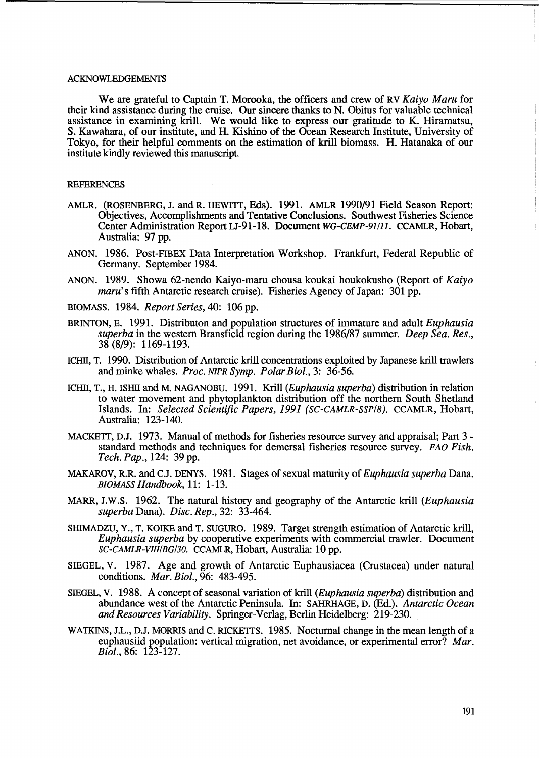## ACKNOWLEDGEMENTS

We are grateful to Captain T. Morooka, the officers and crew of RV *Kaiyo Maru* for their kind assistance during the cruise. Our sincere thanks to N. Obitus for valuable technical assistance in examining krill. We would like to express our gratitude to K. Hiramatsu, S. Kawahara, of our institute, and H. Kishino of the Ocean Research Institute, University of Tokyo, for their helpful comments on the estimation of krill biomass. H. Hatanaka of our institute kindly reviewed this manuscript.

## REFERENCES

AMLR. (ROSENBERG, J. and R. HEWITT, Eds). 1991. AMLR 1990/91 Field Season Report: Objectives, Accomplishments and Tentative Conclusions. Southwest Fisheries Science Center Administration Report LJ-91-18. Document *WG-CEMP-91/11*. CCAMLR, Hobart, Australia: 97 pp.

ANON. 1986. Post-FIBEX Data Interpretation Workshop. Frankfurt, Federal Republic of Germany. September 1984.

ANON. 1989. Showa 62-nendo Kaiyo-maru chousa koukai houkokusho (Report of *Kaiyo maru*'s fifth Antarctic research cruise). Fisheries Agency of Japan: 301 pp.

BIOMASS. 1984. *Report Series*, 40: 106 pp.

BRINTON, E. 1991. Distributon and population structures of immature and adult *Euphausia superba* in the western Bransfield region during the 1986/87 summer. *Deep Sea. Res.*, 38 (8/9): 1169-1193.

ICHII, T. 1990. Distribution of Antarctic krill concentrations exploited by Japanese krill trawlers and minke whales. *Proc. NIPR Symp. Polar Biol.*, 3: 36-56.

ICHII, T., H. ISHII and M. NAGANOBU. 1991. Krill (*Euphausia superba*) distribution in relation to water movement and phytoplankton distribution off the northern South Shetland Islands. In: *Selected Scientific Papers, 1991 (SC-CAMLR-SSP/8)*. CCAMLR, Hobart, Australia: 123-140.

MACKETT, D.J. 1973. Manual of methods for fisheries resource survey and appraisal; Part 3 - standard methods and techniques for demersal fisheries resource survey. *FAO Fish. Tech. Pap.*, 124: 39 pp.

MAKAROV, R.R. and C.J. DENYS. 1981. Stages of sexual maturity of *Euphausia superba* Dana. *BIOMASS Handbook*, 11: 1-13.

MARR, J.W.S. 1962. The natural history and geography of the Antarctic krill (*Euphausia superba* Dana). *Disc. Rep.*, 32: 33-464.

SHIMADZU, Y., T. KOIKE and T. SUGURO. 1989. Target strength estimation of Antarctic krill, *Euphausia superba* by cooperative experiments with commercial trawler. Document *SC-CAMLR-VIII/BG/30*. CCAMLR, Hobart, Australia: 10 pp.

SIEGEL, V. 1987. Age and growth of Antarctic Euphausiacea (Crustacea) under natural conditions. *Mar. Biol.*, 96: 483-495.

SIEGEL, V. 1988. A concept of seasonal variation of krill (*Euphausia superba*) distribution and abundance west of the Antarctic Peninsula. In: SAHRHAGE, D. (Ed.). *Antarctic Ocean and Resources Variability*. Springer-Verlag, Berlin Heidelberg: 219-230.

WATKINS, J.L., D.J. MORRIS and C. RICKETTS. 1985. Nocturnal change in the mean length of a euphausiid population: vertical migration, net avoidance, or experimental error? *Mar. Biol.*, 86: 123-127.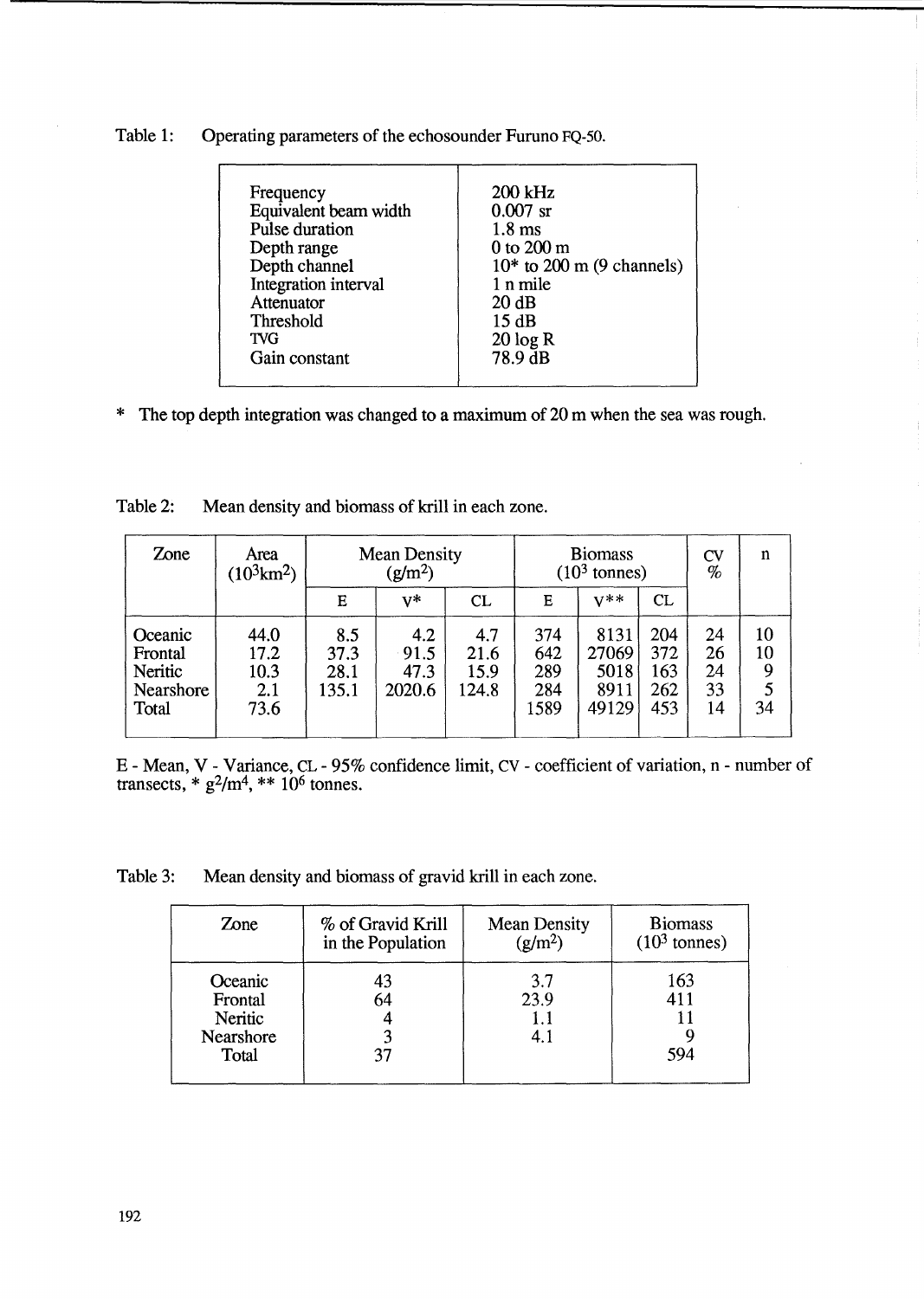Table 1: Operating parameters of the echosounder Furuno FQ-50.

| | |
|---|---|
| Frequency | 200 kHz |
| Equivalent beam width | 0.007 sr |
| Pulse duration | 1.8 ms |
| Depth range | 0 to 200 m |
| Depth channel | 10* to 200 m (9 channels) |
| Integration interval | 1 n mile |
| Attenuator | 20 dB |
| Threshold | 15 dB |
| TVG | 20 log R |
| Gain constant | 78.9 dB |

\* The top depth integration was changed to a maximum of 20 m when the sea was rough.

Table 2: Mean density and biomass of krill in each zone.

| Zone | Area ($10^3$km$^2$) | Mean Density (g/m$^2$) | | | Biomass ($10^3$ tonnes) | | | CV % | n |
|---|---|---|---|---|---|---|---|---|---|
| | | E | V* | CL | E | V** | CL | | |
| Oceanic | 44.0 | 8.5 | 4.2 | 4.7 | 374 | 8131 | 204 | 24 | 10 |
| Frontal | 17.2 | 37.3 | 91.5 | 21.6 | 642 | 27069 | 372 | 26 | 10 |
| Neritic | 10.3 | 28.1 | 47.3 | 15.9 | 289 | 5018 | 163 | 24 | 9 |
| Nearshore | 2.1 | 135.1 | 2020.6 | 124.8 | 284 | 8911 | 262 | 33 | 5 |
| Total | 73.6 | | | | 1589 | 49129 | 453 | 14 | 34 |

E - Mean, V - Variance, CL - 95% confidence limit, CV - coefficient of variation, n - number of transects, * g$^2$/m$^4$, ** $10^6$ tonnes.

Table 3: Mean density and biomass of gravid krill in each zone.

| Zone | % of Gravid Krill in the Population | Mean Density (g/m$^2$) | Biomass ($10^3$ tonnes) |
|---|---|---|---|
| Oceanic | 43 | 3.7 | 163 |
| Frontal | 64 | 23.9 | 411 |
| Neritic | 4 | 1.1 | 11 |
| Nearshore | 3 | 4.1 | 9 |
| Total | 37 | | 594 |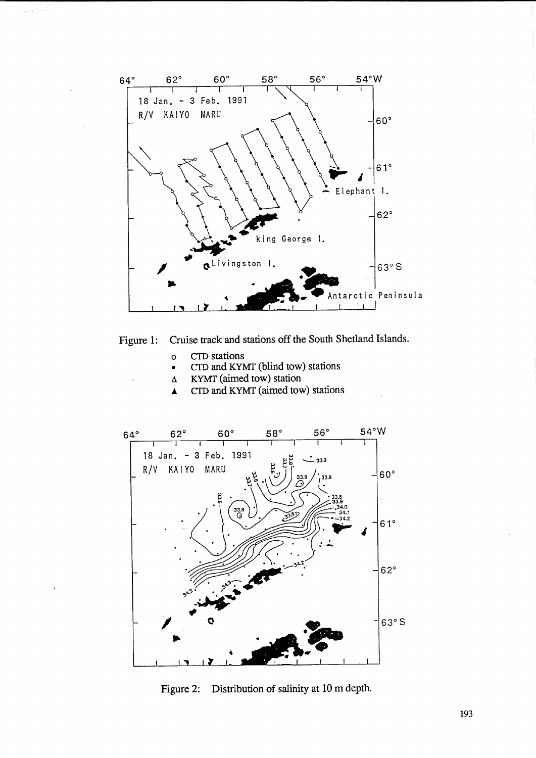Figure 1: Cruise track and stations off the South Shetland Islands.

- o CTD stations
- • CTD and KYMT (blind tow) stations
- Δ KYMT (aimed tow) station
- ▲ CTD and KYMT (aimed tow) stations

Figure 2: Distribution of salinity at 10 m depth.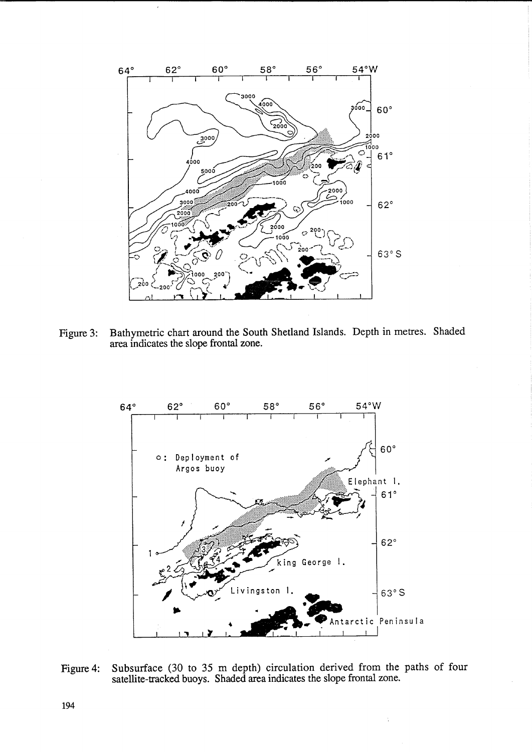Figure 3: Bathymetric chart around the South Shetland Islands. Depth in metres. Shaded area indicates the slope frontal zone.

Figure 4: Subsurface (30 to 35 m depth) circulation derived from the paths of four satellite-tracked buoys. Shaded area indicates the slope frontal zone.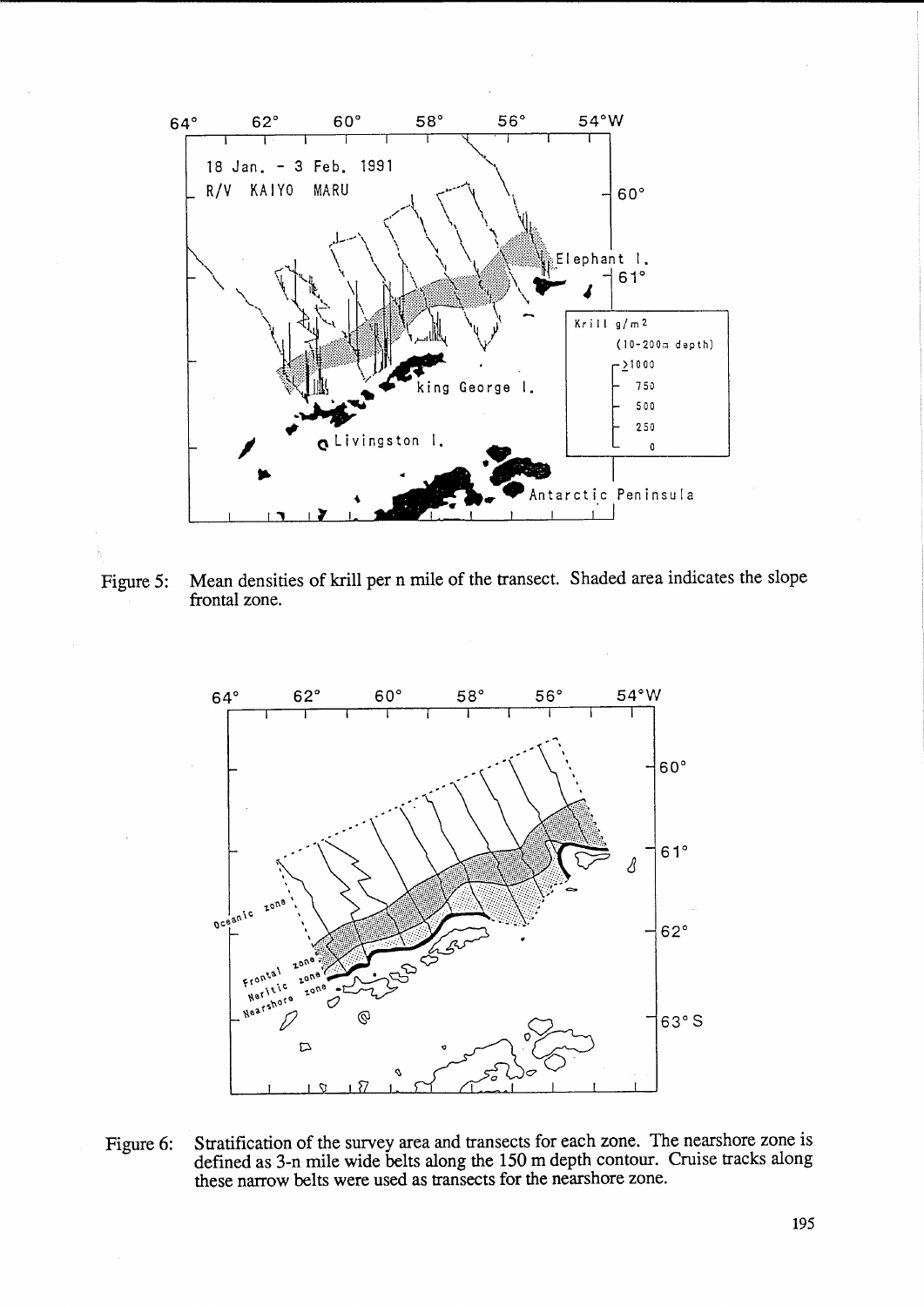Figure 5: Mean densities of krill per n mile of the transect. Shaded area indicates the slope frontal zone.

Figure 6: Stratification of the survey area and transects for each zone. The nearshore zone is defined as 3-n mile wide belts along the 150 m depth contour. Cruise tracks along these narrow belts were used as transects for the nearshore zone.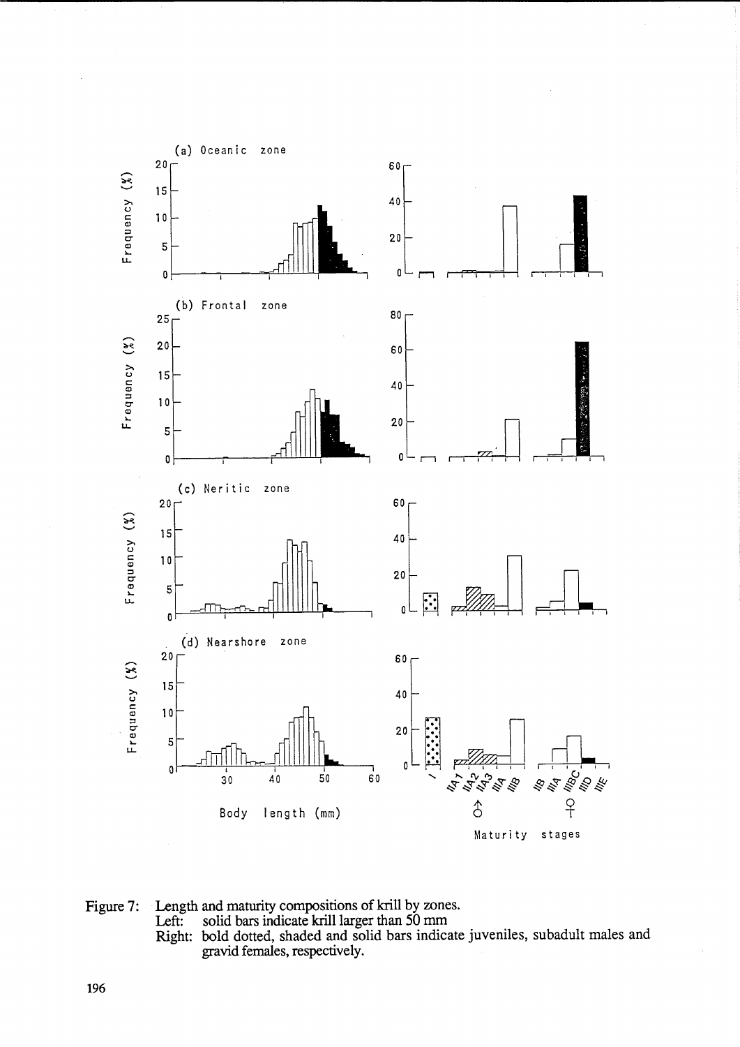Figure 7: Length and maturity compositions of krill by zones.
Left: solid bars indicate krill larger than 50 mm
Right: bold dotted, shaded and solid bars indicate juveniles, subadult males and gravid females, respectively.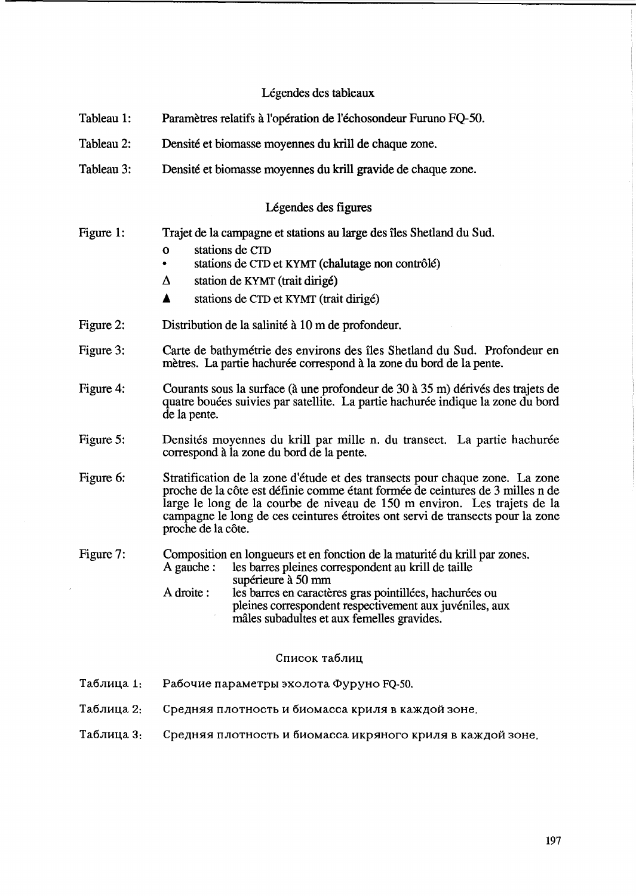## Légendes des tableaux

Tableau 1: Paramètres relatifs à l'opération de l'échosondeur Furuno FQ-50.

Tableau 2: Densité et biomasse moyennes du krill de chaque zone.

Tableau 3: Densité et biomasse moyennes du krill gravide de chaque zone.

## Légendes des figures

Figure 1: Trajet de la campagne et stations au large des îles Shetland du Sud.
- o stations de CTD
- • stations de CTD et KYMT (chalutage non contrôlé)
- Δ station de KYMT (trait dirigé)
- ▲ stations de CTD et KYMT (trait dirigé)

Figure 2: Distribution de la salinité à 10 m de profondeur.

Figure 3: Carte de bathymétrie des environs des îles Shetland du Sud. Profondeur en mètres. La partie hachurée correspond à la zone du bord de la pente.

Figure 4: Courants sous la surface (à une profondeur de 30 à 35 m) dérivés des trajets de quatre bouées suivies par satellite. La partie hachurée indique la zone du bord de la pente.

Figure 5: Densités moyennes du krill par mille n. du transect. La partie hachurée correspond à la zone du bord de la pente.

Figure 6: Stratification de la zone d'étude et des transects pour chaque zone. La zone proche de la côte est définie comme étant formée de ceintures de 3 milles n de large le long de la courbe de niveau de 150 m environ. Les trajets de la campagne le long de ces ceintures étroites ont servi de transects pour la zone proche de la côte.

Figure 7: Composition en longueurs et en fonction de la maturité du krill par zones.
A gauche : les barres pleines correspondent au krill de taille supérieure à 50 mm
A droite : les barres en caractères gras pointillées, hachurées ou pleines correspondent respectivement aux juvéniles, aux mâles subadultes et aux femelles gravides.

## Список таблиц

Таблица 1: Рабочие параметры эхолота Фуруно FQ-50.

Таблица 2: Средняя плотность и биомасса криля в каждой зоне.

Таблица 3: Средняя плотность и биомасса икряного криля в каждой зоне.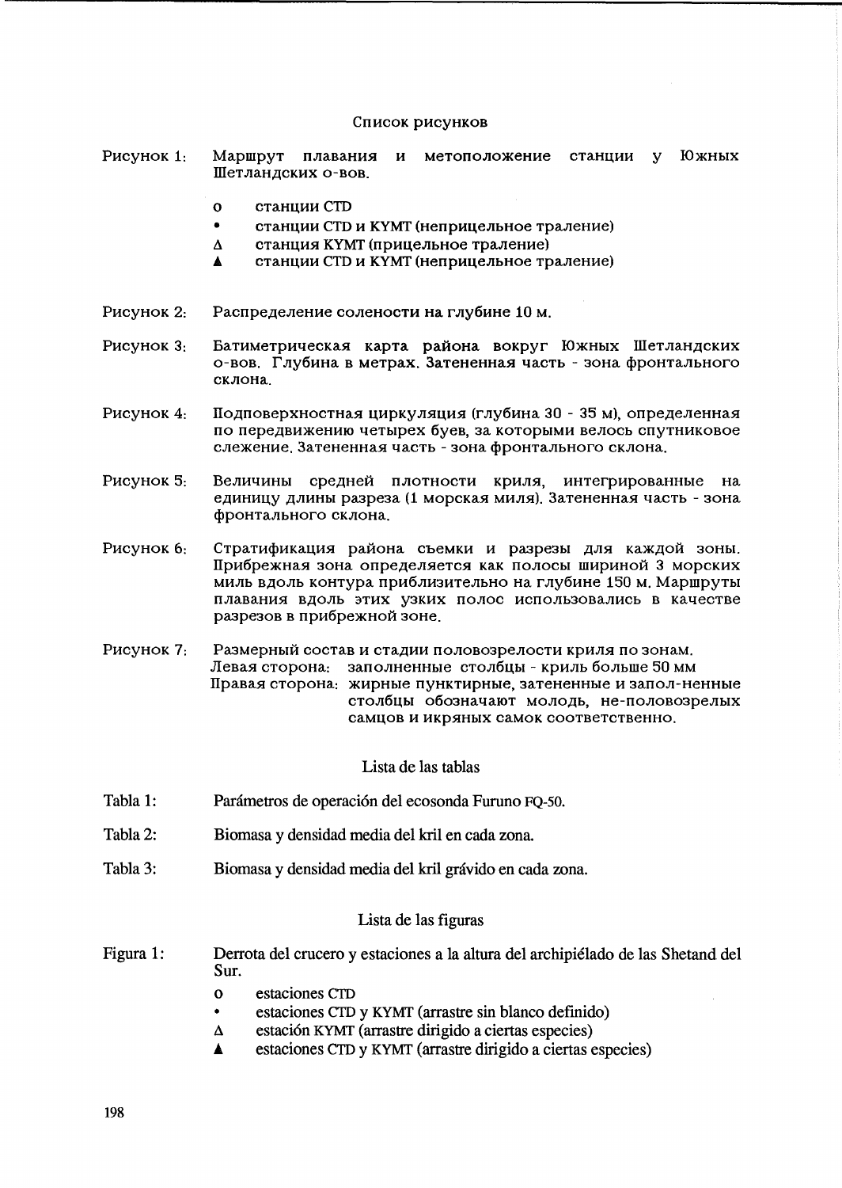## Список рисунков

Рисунок 1: Маршрут плавания и метоположение станции у Южных Шетландских о-вов.

- o станции CTD
- • станции CTD и KYMT (неприцельное траление)
- Δ станция KYMT (прицельное траление)
- ▲ станции CTD и KYMT (неприцельное траление)

Рисунок 2: Распределение солености на глубине 10 м.

Рисунок 3: Батиметрическая карта района вокруг Южных Шетландских о-вов. Глубина в метрах. Затененная часть - зона фронтального склона.

Рисунок 4: Подповерхностная циркуляция (глубина 30 - 35 м), определенная по передвижению четырех буев, за которыми велось спутниковое слежение. Затененная часть - зона фронтального склона.

Рисунок 5: Величины средней плотности криля, интегрированные на единицу длины разреза (1 морская миля). Затененная часть - зона фронтального склона.

Рисунок 6: Стратификация района съемки и разрезы для каждой зоны. Прибрежная зона определяется как полосы шириной 3 морских миль вдоль контура приблизительно на глубине 150 м. Маршруты плавания вдоль этих узких полос использовались в качестве разрезов в прибрежной зоне.

Рисунок 7: Размерный состав и стадии половозрелости криля по зонам.
Левая сторона: заполненные столбцы - криль больше 50 мм
Правая сторона: жирные пунктирные, затененные и запол-ненные столбцы обозначают молодь, не-половозрелых самцов и икряных самок соответственно.

## Lista de las tablas

Tabla 1: Parámetros de operación del ecosonda Furuno FQ-50.

Tabla 2: Biomasa y densidad media del kril en cada zona.

Tabla 3: Biomasa y densidad media del kril grávido en cada zona.

## Lista de las figuras

Figura 1: Derrota del crucero y estaciones a la altura del archipiélado de las Shetand del Sur.

- o estaciones CTD
- • estaciones CTD y KYMT (arrastre sin blanco definido)
- Δ estación KYMT (arrastre dirigido a ciertas especies)
- ▲ estaciones CTD y KYMT (arrastre dirigido a ciertas especies)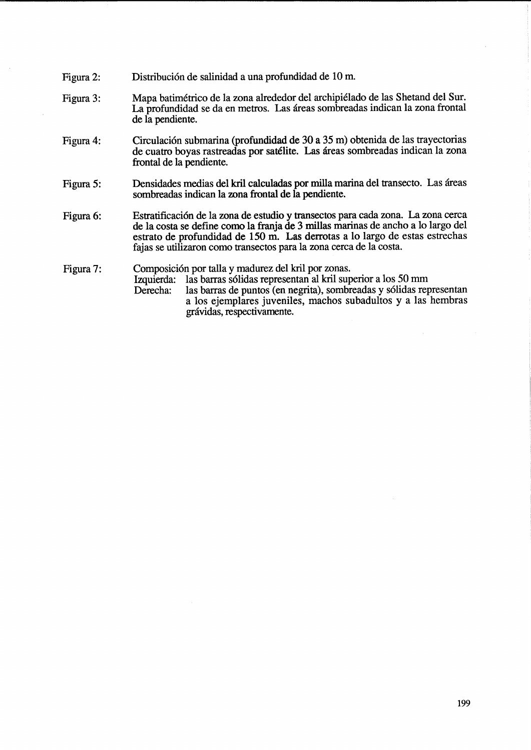Figura 2: Distribución de salinidad a una profundidad de 10 m.

Figura 3: Mapa batimétrico de la zona alrededor del archipiélado de las Shetand del Sur. La profundidad se da en metros. Las áreas sombreadas indican la zona frontal de la pendiente.

Figura 4: Circulación submarina (profundidad de 30 a 35 m) obtenida de las trayectorias de cuatro boyas rastreadas por satélite. Las áreas sombreadas indican la zona frontal de la pendiente.

Figura 5: Densidades medias del kril calculadas por milla marina del transecto. Las áreas sombreadas indican la zona frontal de la pendiente.

Figura 6: Estratificación de la zona de estudio y transectos para cada zona. La zona cerca de la costa se define como la franja de 3 millas marinas de ancho a lo largo del estrato de profundidad de 150 m. Las derrotas a lo largo de estas estrechas fajas se utilizaron como transectos para la zona cerca de la costa.

Figura 7: Composición por talla y madurez del kril por zonas.
Izquierda: las barras sólidas representan al kril superior a los 50 mm
Derecha: las barras de puntos (en negrita), sombreadas y sólidas representan a los ejemplares juveniles, machos subadultos y a las hembras grávidas, respectivamente.